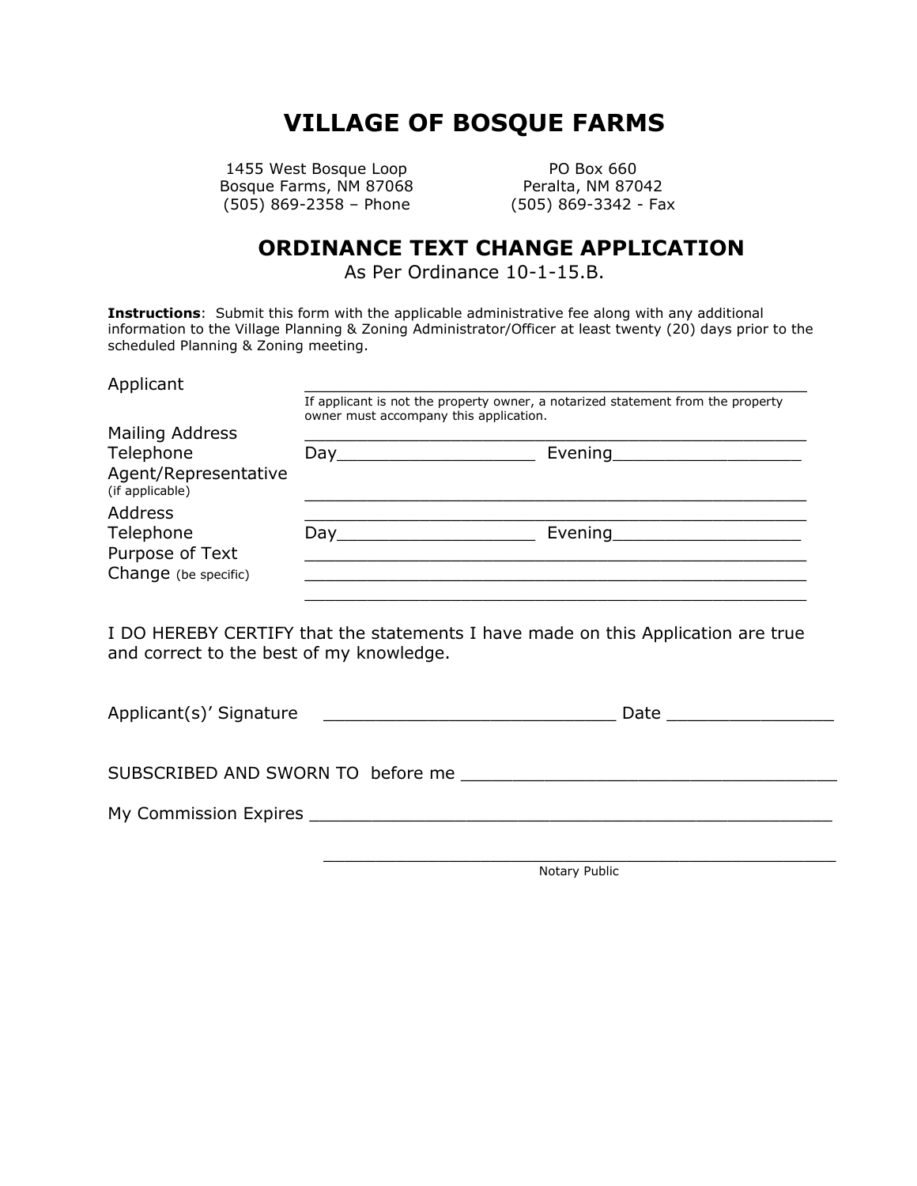# VILLAGE OF BOSQUE FARMS

1455 West Bosque Loop
Bosque Farms, NM 87068
(505) 869-2358 – Phone

PO Box 660
Peralta, NM 87042
(505) 869-3342 - Fax

## ORDINANCE TEXT CHANGE APPLICATION

As Per Ordinance 10-1-15.B.

**Instructions**: Submit this form with the applicable administrative fee along with any additional information to the Village Planning & Zoning Administrator/Officer at least twenty (20) days prior to the scheduled Planning & Zoning meeting.

Applicant ______________________________________________

If applicant is not the property owner, a notarized statement from the property owner must accompany this application.

Mailing Address ______________________________________________

Telephone Day___________________ Evening__________________

Agent/Representative (if applicable) ______________________________________________

Address ______________________________________________

Telephone Day___________________ Evening__________________

Purpose of Text Change (be specific) ______________________________________________

______________________________________________

______________________________________________

I DO HEREBY CERTIFY that the statements I have made on this Application are true and correct to the best of my knowledge.

Applicant(s)' Signature ____________________________ Date ________________

SUBSCRIBED AND SWORN TO before me ____________________________________

My Commission Expires ____________________________________________

____________________________________________
Notary Public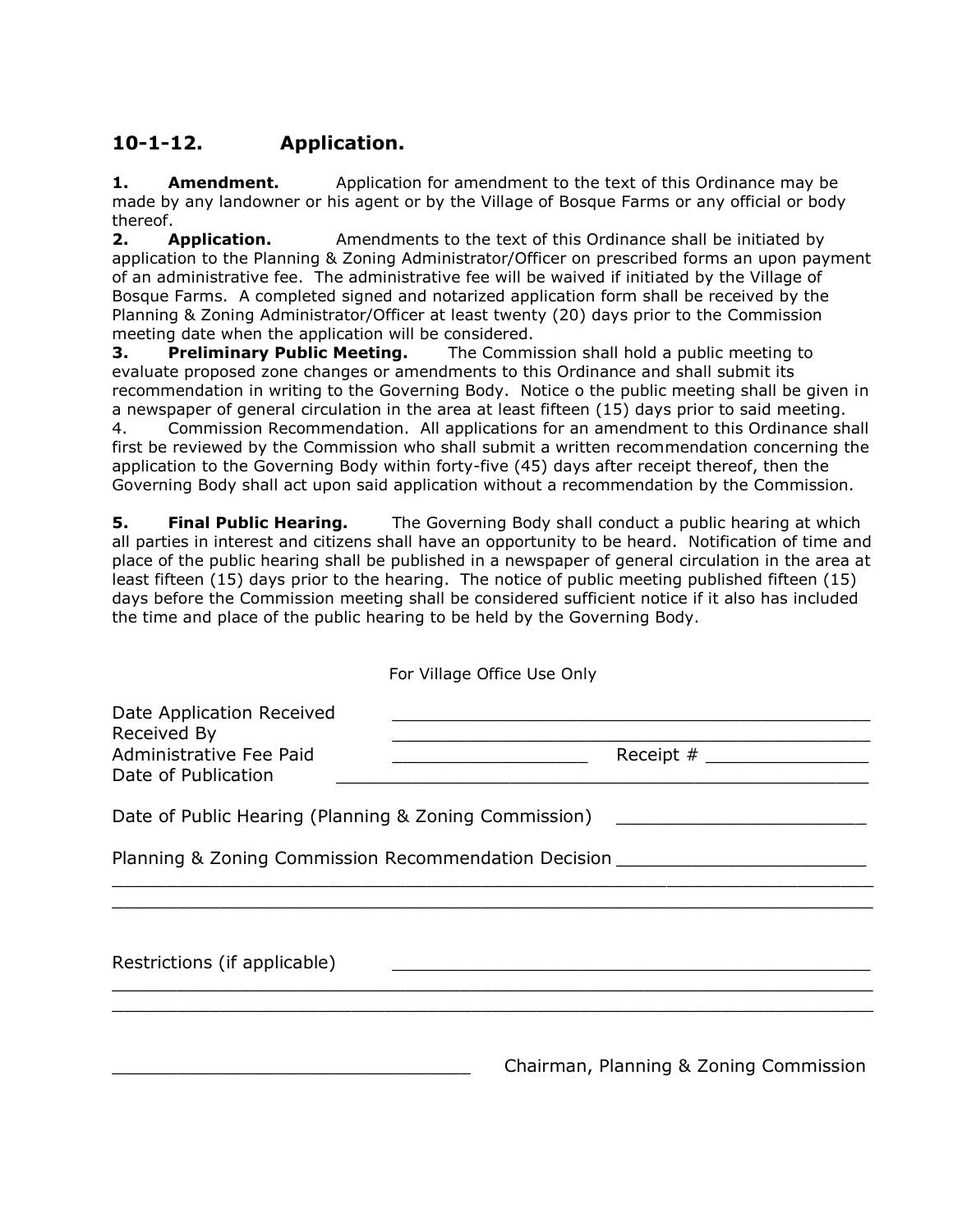## 10-1-12. Application.

**1. Amendment.** Application for amendment to the text of this Ordinance may be made by any landowner or his agent or by the Village of Bosque Farms or any official or body thereof.

**2. Application.** Amendments to the text of this Ordinance shall be initiated by application to the Planning & Zoning Administrator/Officer on prescribed forms an upon payment of an administrative fee. The administrative fee will be waived if initiated by the Village of Bosque Farms. A completed signed and notarized application form shall be received by the Planning & Zoning Administrator/Officer at least twenty (20) days prior to the Commission meeting date when the application will be considered.

**3. Preliminary Public Meeting.** The Commission shall hold a public meeting to evaluate proposed zone changes or amendments to this Ordinance and shall submit its recommendation in writing to the Governing Body. Notice o the public meeting shall be given in a newspaper of general circulation in the area at least fifteen (15) days prior to said meeting.

4. Commission Recommendation. All applications for an amendment to this Ordinance shall first be reviewed by the Commission who shall submit a written recommendation concerning the application to the Governing Body within forty-five (45) days after receipt thereof, then the Governing Body shall act upon said application without a recommendation by the Commission.

**5. Final Public Hearing.** The Governing Body shall conduct a public hearing at which all parties in interest and citizens shall have an opportunity to be heard. Notification of time and place of the public hearing shall be published in a newspaper of general circulation in the area at least fifteen (15) days prior to the hearing. The notice of public meeting published fifteen (15) days before the Commission meeting shall be considered sufficient notice if it also has included the time and place of the public hearing to be held by the Governing Body.

For Village Office Use Only

Date Application Received ______________________________

Received By ______________________________

Administrative Fee Paid ______________ Receipt # ______________

Date of Publication ______________________________

Date of Public Hearing (Planning & Zoning Commission) ______________________

Planning & Zoning Commission Recommendation Decision ______________________

______________________________________________________________________

______________________________________________________________________

Restrictions (if applicable) ______________________________

______________________________________________________________________

______________________________________________________________________

______________________________ Chairman, Planning & Zoning Commission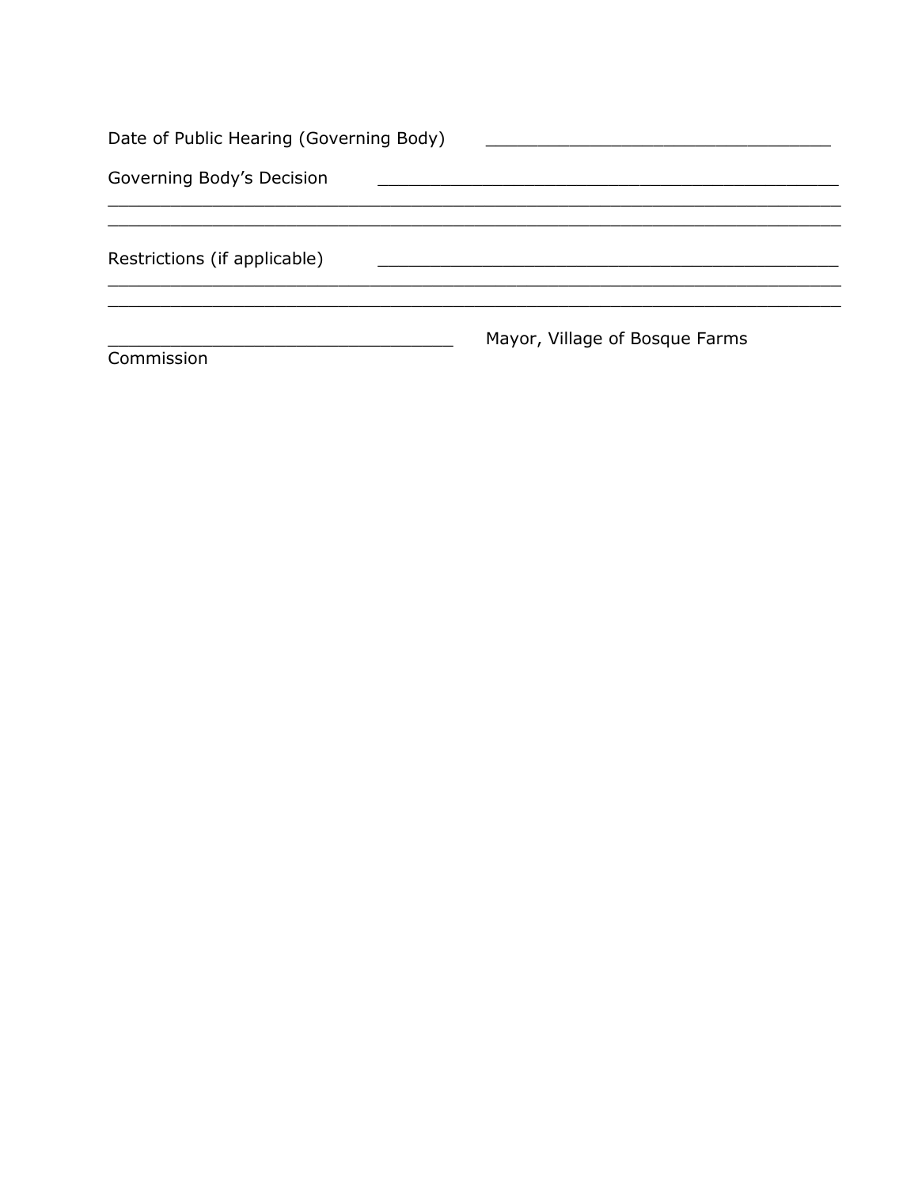Date of Public Hearing (Governing Body) ________________________________

Governing Body's Decision ____________________________________________
____________________________________________________________________
____________________________________________________________________

Restrictions (if applicable) ____________________________________________
____________________________________________________________________
____________________________________________________________________

________________________________ Mayor, Village of Bosque Farms
Commission